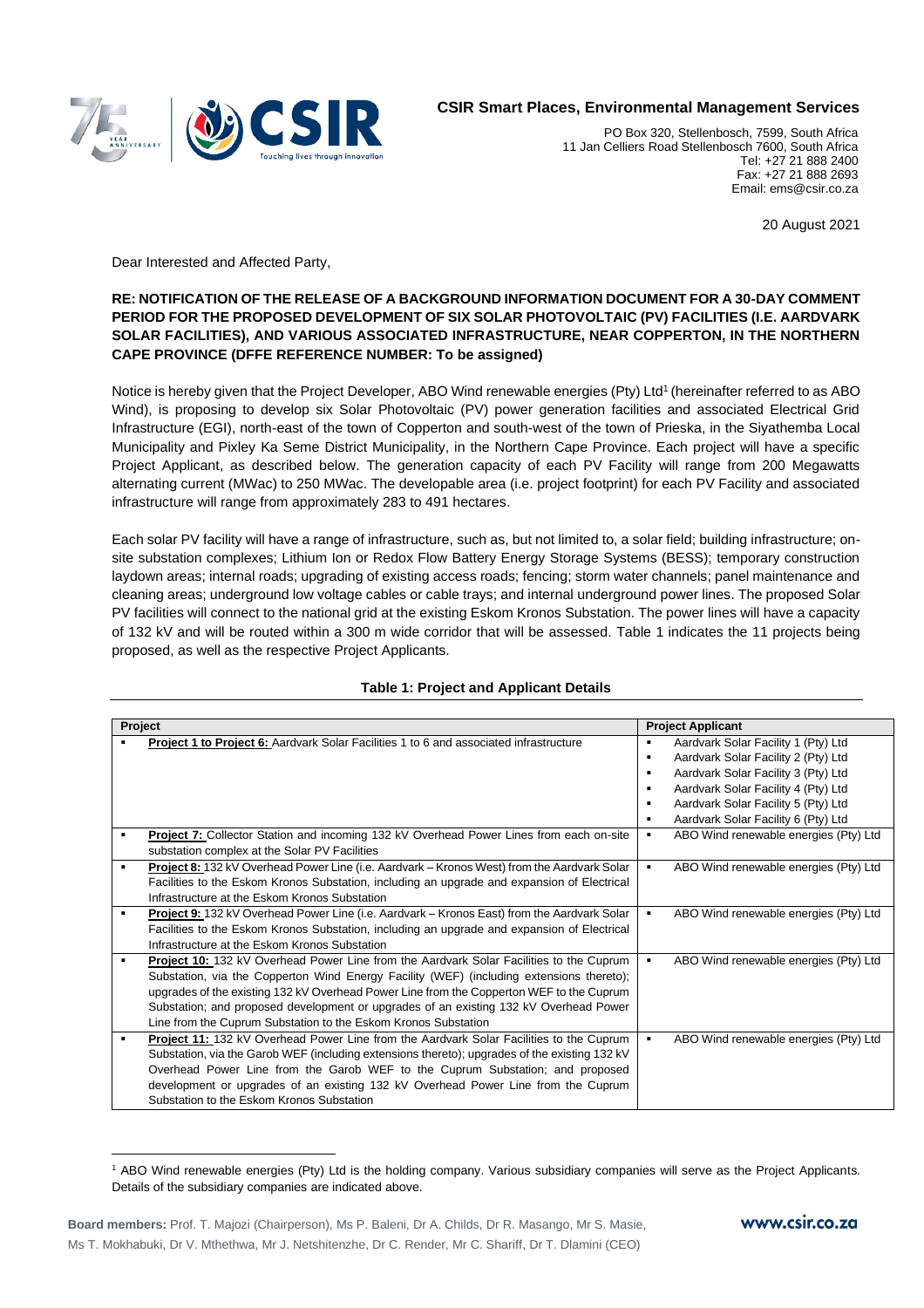**CSIR Smart Places, Environmental Management Services**

PO Box 320, Stellenbosch, 7599, South Africa
11 Jan Celliers Road Stellenbosch 7600, South Africa
Tel: +27 21 888 2400
Fax: +27 21 888 2693
Email: ems@csir.co.za

20 August 2021

Dear Interested and Affected Party,

**RE: NOTIFICATION OF THE RELEASE OF A BACKGROUND INFORMATION DOCUMENT FOR A 30-DAY COMMENT PERIOD FOR THE PROPOSED DEVELOPMENT OF SIX SOLAR PHOTOVOLTAIC (PV) FACILITIES (I.E. AARDVARK SOLAR FACILITIES), AND VARIOUS ASSOCIATED INFRASTRUCTURE, NEAR COPPERTON, IN THE NORTHERN CAPE PROVINCE (DFFE REFERENCE NUMBER: To be assigned)**

Notice is hereby given that the Project Developer, ABO Wind renewable energies (Pty) Ltd[1] (hereinafter referred to as ABO Wind), is proposing to develop six Solar Photovoltaic (PV) power generation facilities and associated Electrical Grid Infrastructure (EGI), north-east of the town of Copperton and south-west of the town of Prieska, in the Siyathemba Local Municipality and Pixley Ka Seme District Municipality, in the Northern Cape Province. Each project will have a specific Project Applicant, as described below. The generation capacity of each PV Facility will range from 200 Megawatts alternating current (MWac) to 250 MWac. The developable area (i.e. project footprint) for each PV Facility and associated infrastructure will range from approximately 283 to 491 hectares.

Each solar PV facility will have a range of infrastructure, such as, but not limited to, a solar field; building infrastructure; on-site substation complexes; Lithium Ion or Redox Flow Battery Energy Storage Systems (BESS); temporary construction laydown areas; internal roads; upgrading of existing access roads; fencing; storm water channels; panel maintenance and cleaning areas; underground low voltage cables or cable trays; and internal underground power lines. The proposed Solar PV facilities will connect to the national grid at the existing Eskom Kronos Substation. The power lines will have a capacity of 132 kV and will be routed within a 300 m wide corridor that will be assessed. Table 1 indicates the 11 projects being proposed, as well as the respective Project Applicants.

**Table 1: Project and Applicant Details**

| Project | Project Applicant |
|---|---|
| ▪ **Project 1 to Project 6:** Aardvark Solar Facilities 1 to 6 and associated infrastructure | ▪ Aardvark Solar Facility 1 (Pty) Ltd<br>▪ Aardvark Solar Facility 2 (Pty) Ltd<br>▪ Aardvark Solar Facility 3 (Pty) Ltd<br>▪ Aardvark Solar Facility 4 (Pty) Ltd<br>▪ Aardvark Solar Facility 5 (Pty) Ltd<br>▪ Aardvark Solar Facility 6 (Pty) Ltd |
| ▪ **Project 7:** Collector Station and incoming 132 kV Overhead Power Lines from each on-site substation complex at the Solar PV Facilities | ▪ ABO Wind renewable energies (Pty) Ltd |
| ▪ **Project 8:** 132 kV Overhead Power Line (i.e. Aardvark – Kronos West) from the Aardvark Solar Facilities to the Eskom Kronos Substation, including an upgrade and expansion of Electrical Infrastructure at the Eskom Kronos Substation | ▪ ABO Wind renewable energies (Pty) Ltd |
| ▪ **Project 9:** 132 kV Overhead Power Line (i.e. Aardvark – Kronos East) from the Aardvark Solar Facilities to the Eskom Kronos Substation, including an upgrade and expansion of Electrical Infrastructure at the Eskom Kronos Substation | ▪ ABO Wind renewable energies (Pty) Ltd |
| ▪ **Project 10:** 132 kV Overhead Power Line from the Aardvark Solar Facilities to the Cuprum Substation, via the Copperton Wind Energy Facility (WEF) (including extensions thereto); upgrades of the existing 132 kV Overhead Power Line from the Copperton WEF to the Cuprum Substation; and proposed development or upgrades of an existing 132 kV Overhead Power Line from the Cuprum Substation to the Eskom Kronos Substation | ▪ ABO Wind renewable energies (Pty) Ltd |
| ▪ **Project 11:** 132 kV Overhead Power Line from the Aardvark Solar Facilities to the Cuprum Substation, via the Garob WEF (including extensions thereto); upgrades of the existing 132 kV Overhead Power Line from the Garob WEF to the Cuprum Substation; and proposed development or upgrades of an existing 132 kV Overhead Power Line from the Cuprum Substation to the Eskom Kronos Substation | ▪ ABO Wind renewable energies (Pty) Ltd |

[1] ABO Wind renewable energies (Pty) Ltd is the holding company. Various subsidiary companies will serve as the Project Applicants. Details of the subsidiary companies are indicated above.

**Board members:** Prof. T. Majozi (Chairperson), Ms P. Baleni, Dr A. Childs, Dr R. Masango, Mr S. Masie, Ms T. Mokhabuki, Dr V. Mthethwa, Mr J. Netshitenzhe, Dr C. Render, Mr C. Shariff, Dr T. Dlamini (CEO)

www.csir.co.za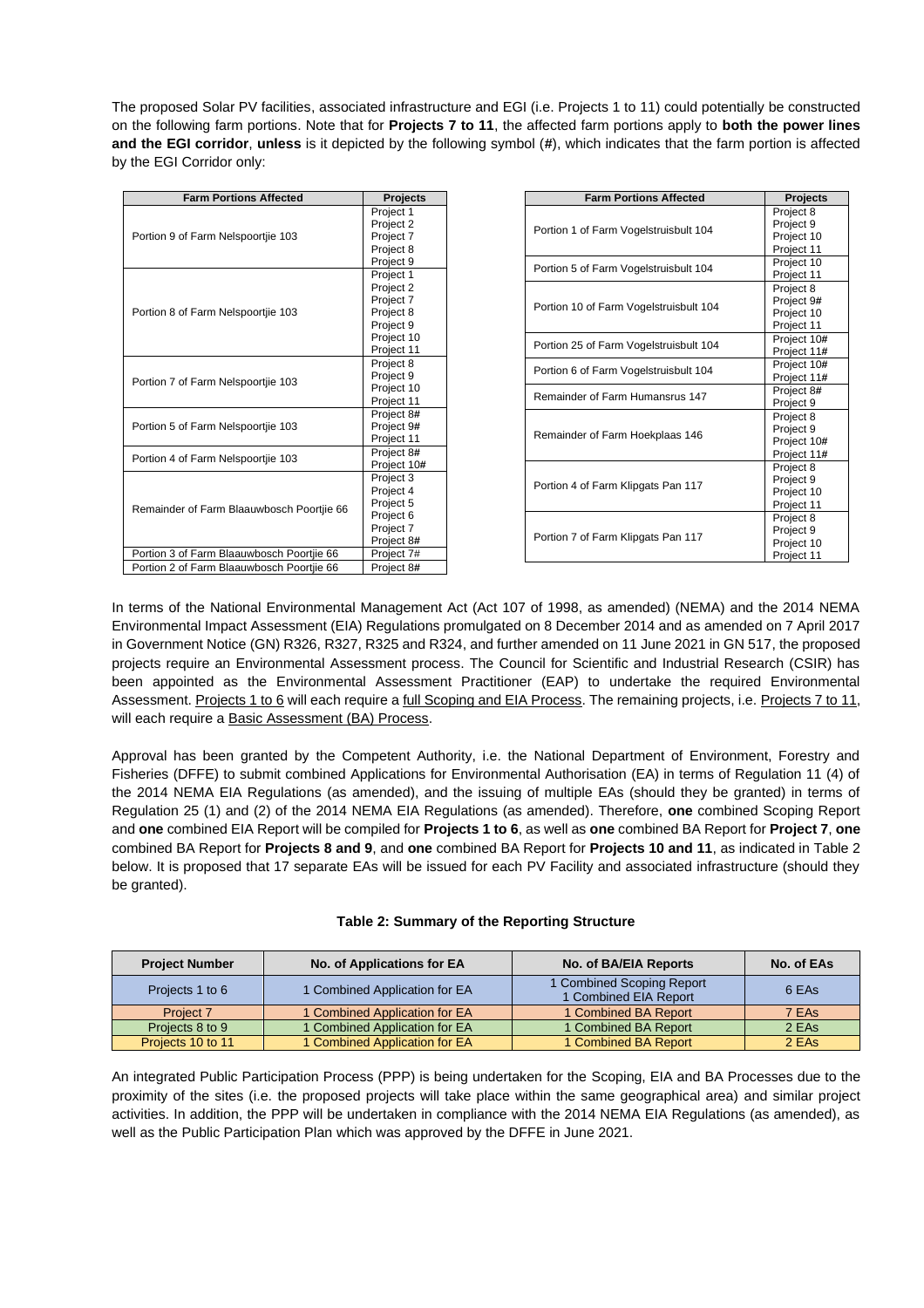The proposed Solar PV facilities, associated infrastructure and EGI (i.e. Projects 1 to 11) could potentially be constructed on the following farm portions. Note that for **Projects 7 to 11**, the affected farm portions apply to **both the power lines and the EGI corridor**, **unless** is it depicted by the following symbol (**#**), which indicates that the farm portion is affected by the EGI Corridor only:

| Farm Portions Affected | Projects |
|---|---|
| Portion 9 of Farm Nelspoortjie 103 | Project 1<br>Project 2<br>Project 7<br>Project 8<br>Project 9 |
| Portion 8 of Farm Nelspoortjie 103 | Project 1<br>Project 2<br>Project 7<br>Project 8<br>Project 9<br>Project 10<br>Project 11 |
| Portion 7 of Farm Nelspoortjie 103 | Project 8<br>Project 9<br>Project 10<br>Project 11 |
| Portion 5 of Farm Nelspoortjie 103 | Project 8#<br>Project 9#<br>Project 11 |
| Portion 4 of Farm Nelspoortjie 103 | Project 8#<br>Project 10# |
| Remainder of Farm Blaauwbosch Poortjie 66 | Project 3<br>Project 4<br>Project 5<br>Project 6<br>Project 7<br>Project 8# |
| Portion 3 of Farm Blaauwbosch Poortjie 66 | Project 7# |
| Portion 2 of Farm Blaauwbosch Poortjie 66 | Project 8# |

| Farm Portions Affected | Projects |
|---|---|
| Portion 1 of Farm Vogelstruisbult 104 | Project 8<br>Project 9<br>Project 10<br>Project 11 |
| Portion 5 of Farm Vogelstruisbult 104 | Project 10<br>Project 11 |
| Portion 10 of Farm Vogelstruisbult 104 | Project 8<br>Project 9#<br>Project 10<br>Project 11 |
| Portion 25 of Farm Vogelstruisbult 104 | Project 10#<br>Project 11# |
| Portion 6 of Farm Vogelstruisbult 104 | Project 10#<br>Project 11# |
| Remainder of Farm Humansrus 147 | Project 8#<br>Project 9 |
| Remainder of Farm Hoekplaas 146 | Project 8<br>Project 9<br>Project 10#<br>Project 11# |
| Portion 4 of Farm Klipgats Pan 117 | Project 8<br>Project 9<br>Project 10<br>Project 11 |
| Portion 7 of Farm Klipgats Pan 117 | Project 8<br>Project 9<br>Project 10<br>Project 11 |

In terms of the National Environmental Management Act (Act 107 of 1998, as amended) (NEMA) and the 2014 NEMA Environmental Impact Assessment (EIA) Regulations promulgated on 8 December 2014 and as amended on 7 April 2017 in Government Notice (GN) R326, R327, R325 and R324, and further amended on 11 June 2021 in GN 517, the proposed projects require an Environmental Assessment process. The Council for Scientific and Industrial Research (CSIR) has been appointed as the Environmental Assessment Practitioner (EAP) to undertake the required Environmental Assessment. Projects 1 to 6 will each require a full Scoping and EIA Process. The remaining projects, i.e. Projects 7 to 11, will each require a Basic Assessment (BA) Process.

Approval has been granted by the Competent Authority, i.e. the National Department of Environment, Forestry and Fisheries (DFFE) to submit combined Applications for Environmental Authorisation (EA) in terms of Regulation 11 (4) of the 2014 NEMA EIA Regulations (as amended), and the issuing of multiple EAs (should they be granted) in terms of Regulation 25 (1) and (2) of the 2014 NEMA EIA Regulations (as amended). Therefore, **one** combined Scoping Report and **one** combined EIA Report will be compiled for **Projects 1 to 6**, as well as **one** combined BA Report for **Project 7**, **one** combined BA Report for **Projects 8 and 9**, and **one** combined BA Report for **Projects 10 and 11**, as indicated in Table 2 below. It is proposed that 17 separate EAs will be issued for each PV Facility and associated infrastructure (should they be granted).

**Table 2: Summary of the Reporting Structure**

| Project Number | No. of Applications for EA | No. of BA/EIA Reports | No. of EAs |
|---|---|---|---|
| Projects 1 to 6 | 1 Combined Application for EA | 1 Combined Scoping Report<br>1 Combined EIA Report | 6 EAs |
| Project 7 | 1 Combined Application for EA | 1 Combined BA Report | 7 EAs |
| Projects 8 to 9 | 1 Combined Application for EA | 1 Combined BA Report | 2 EAs |
| Projects 10 to 11 | 1 Combined Application for EA | 1 Combined BA Report | 2 EAs |

An integrated Public Participation Process (PPP) is being undertaken for the Scoping, EIA and BA Processes due to the proximity of the sites (i.e. the proposed projects will take place within the same geographical area) and similar project activities. In addition, the PPP will be undertaken in compliance with the 2014 NEMA EIA Regulations (as amended), as well as the Public Participation Plan which was approved by the DFFE in June 2021.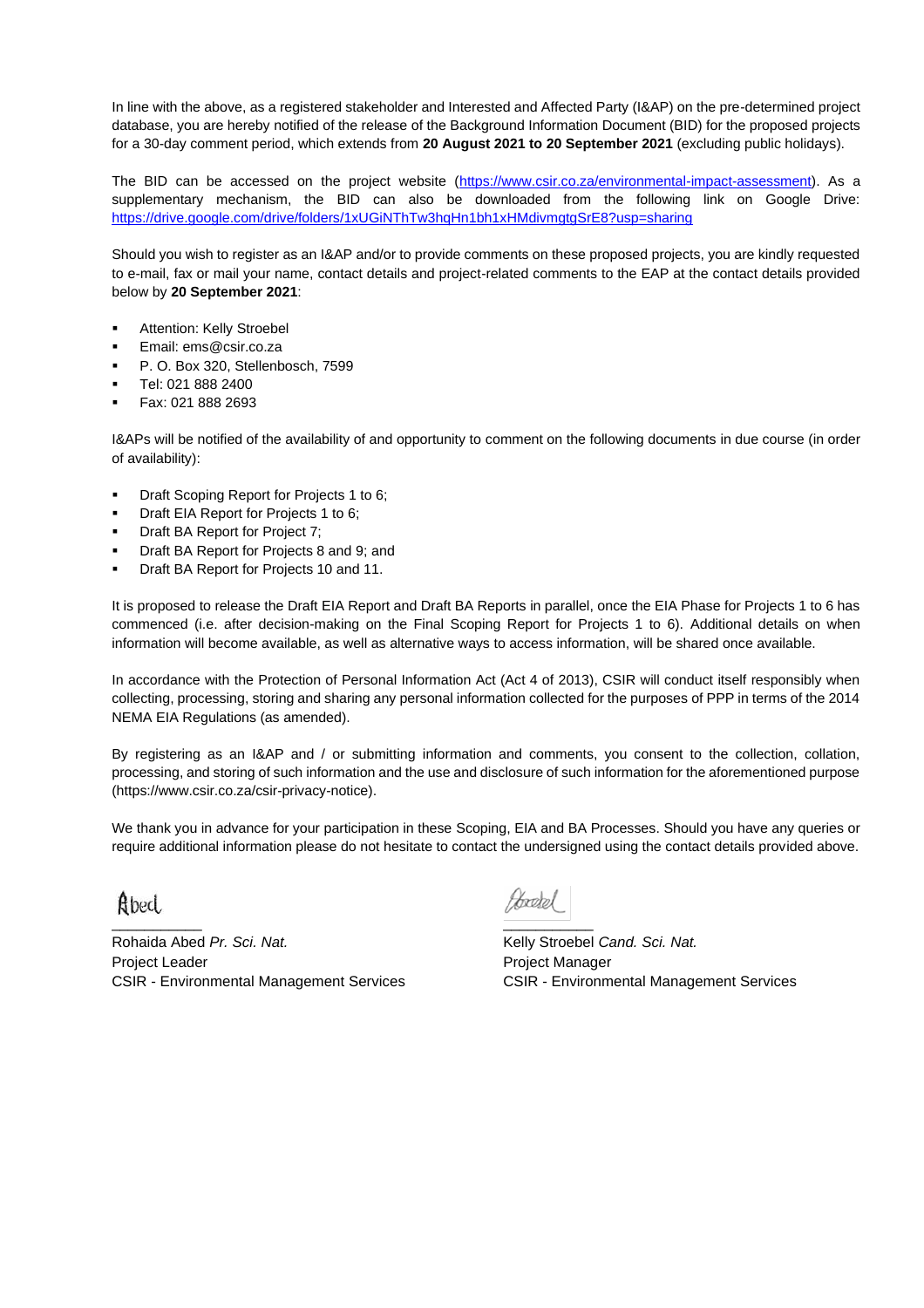In line with the above, as a registered stakeholder and Interested and Affected Party (I&AP) on the pre-determined project database, you are hereby notified of the release of the Background Information Document (BID) for the proposed projects for a 30-day comment period, which extends from **20 August 2021 to 20 September 2021** (excluding public holidays).

The BID can be accessed on the project website (https://www.csir.co.za/environmental-impact-assessment). As a supplementary mechanism, the BID can also be downloaded from the following link on Google Drive: https://drive.google.com/drive/folders/1xUGiNThTw3hqHn1bh1xHMdivmgtgSrE8?usp=sharing

Should you wish to register as an I&AP and/or to provide comments on these proposed projects, you are kindly requested to e-mail, fax or mail your name, contact details and project-related comments to the EAP at the contact details provided below by **20 September 2021**:

- Attention: Kelly Stroebel
- Email: ems@csir.co.za
- P. O. Box 320, Stellenbosch, 7599
- Tel: 021 888 2400
- Fax: 021 888 2693

I&APs will be notified of the availability of and opportunity to comment on the following documents in due course (in order of availability):

- Draft Scoping Report for Projects 1 to 6;
- Draft EIA Report for Projects 1 to 6;
- Draft BA Report for Project 7;
- Draft BA Report for Projects 8 and 9; and
- Draft BA Report for Projects 10 and 11.

It is proposed to release the Draft EIA Report and Draft BA Reports in parallel, once the EIA Phase for Projects 1 to 6 has commenced (i.e. after decision-making on the Final Scoping Report for Projects 1 to 6). Additional details on when information will become available, as well as alternative ways to access information, will be shared once available.

In accordance with the Protection of Personal Information Act (Act 4 of 2013), CSIR will conduct itself responsibly when collecting, processing, storing and sharing any personal information collected for the purposes of PPP in terms of the 2014 NEMA EIA Regulations (as amended).

By registering as an I&AP and / or submitting information and comments, you consent to the collection, collation, processing, and storing of such information and the use and disclosure of such information for the aforementioned purpose (https://www.csir.co.za/csir-privacy-notice).

We thank you in advance for your participation in these Scoping, EIA and BA Processes. Should you have any queries or require additional information please do not hesitate to contact the undersigned using the contact details provided above.

Abed

Rohaida Abed *Pr. Sci. Nat.*
Project Leader
CSIR - Environmental Management Services

Stroebel

Kelly Stroebel *Cand. Sci. Nat.*
Project Manager
CSIR - Environmental Management Services